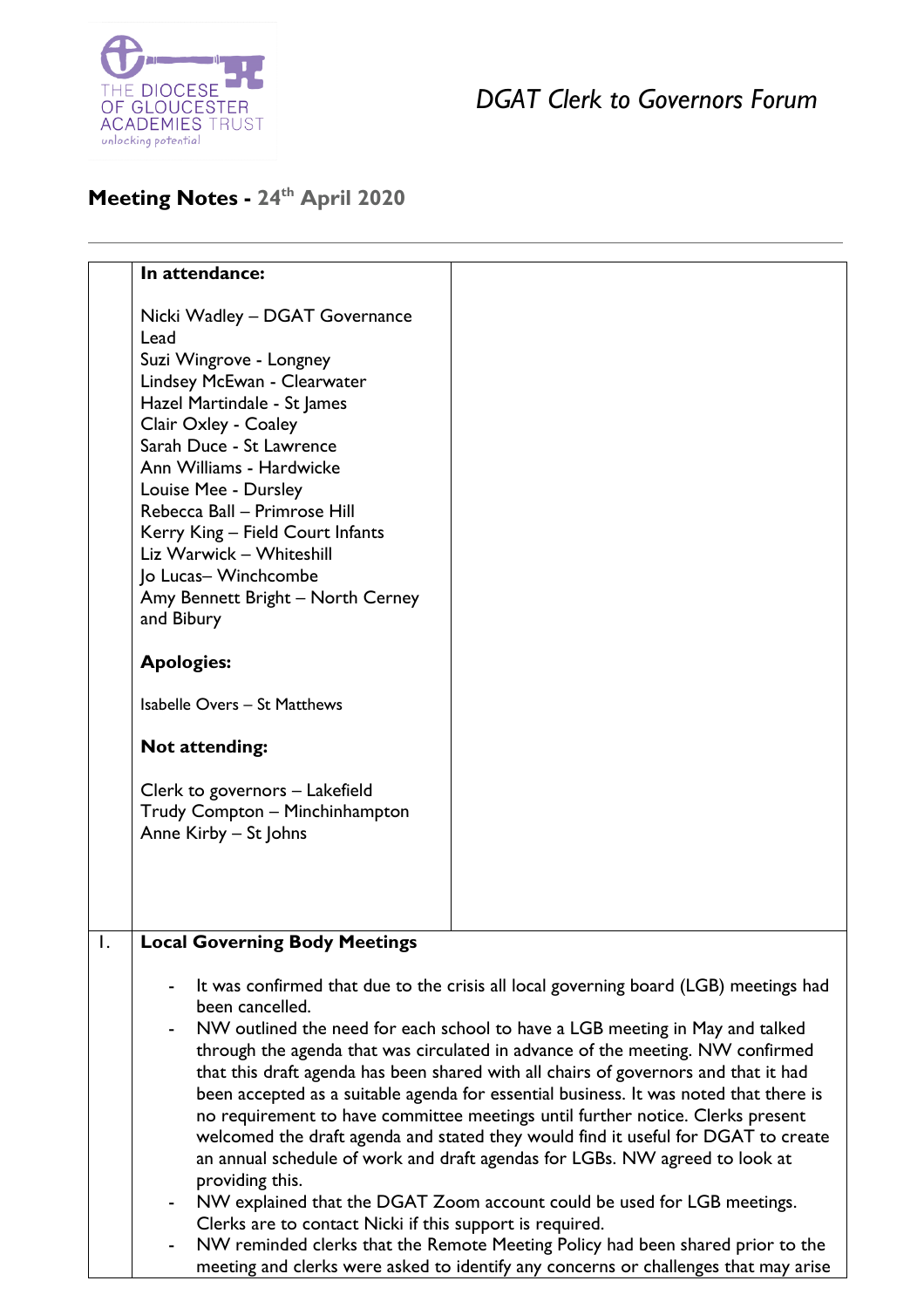*DGAT Clerk to Governors Forum*

# Meeting Notes - 24th April 2020

**In attendance:**

Nicki Wadley – DGAT Governance Lead
Suzi Wingrove - Longney
Lindsey McEwan - Clearwater
Hazel Martindale - St James
Clair Oxley - Coaley
Sarah Duce - St Lawrence
Ann Williams - Hardwicke
Louise Mee - Dursley
Rebecca Ball – Primrose Hill
Kerry King – Field Court Infants
Liz Warwick – Whiteshill
Jo Lucas– Winchcombe
Amy Bennett Bright – North Cerney and Bibury

**Apologies:**

Isabelle Overs – St Matthews

**Not attending:**

Clerk to governors – Lakefield
Trudy Compton – Minchinhampton
Anne Kirby – St Johns

## 1. Local Governing Body Meetings

- It was confirmed that due to the crisis all local governing board (LGB) meetings had been cancelled.
- NW outlined the need for each school to have a LGB meeting in May and talked through the agenda that was circulated in advance of the meeting. NW confirmed that this draft agenda has been shared with all chairs of governors and that it had been accepted as a suitable agenda for essential business. It was noted that there is no requirement to have committee meetings until further notice. Clerks present welcomed the draft agenda and stated they would find it useful for DGAT to create an annual schedule of work and draft agendas for LGBs. NW agreed to look at providing this.
- NW explained that the DGAT Zoom account could be used for LGB meetings. Clerks are to contact Nicki if this support is required.
- NW reminded clerks that the Remote Meeting Policy had been shared prior to the meeting and clerks were asked to identify any concerns or challenges that may arise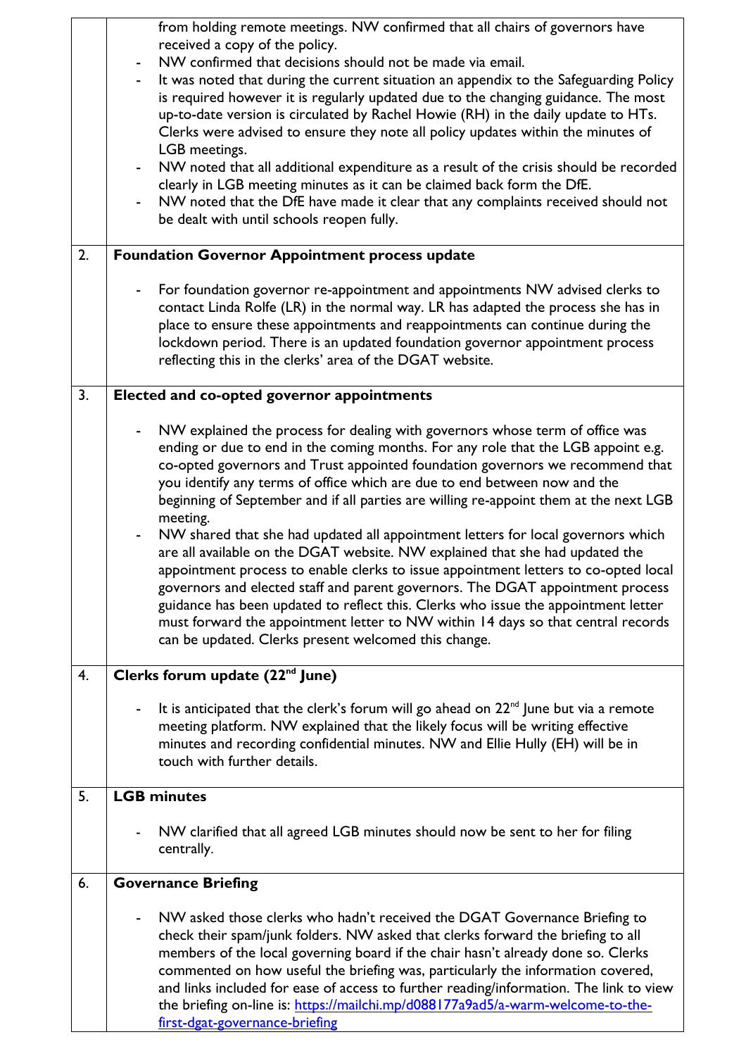| | |
|---|---|
| | from holding remote meetings. NW confirmed that all chairs of governors have received a copy of the policy.<br>- NW confirmed that decisions should not be made via email.<br>- It was noted that during the current situation an appendix to the Safeguarding Policy is required however it is regularly updated due to the changing guidance. The most up-to-date version is circulated by Rachel Howie (RH) in the daily update to HTs. Clerks were advised to ensure they note all policy updates within the minutes of LGB meetings.<br>- NW noted that all additional expenditure as a result of the crisis should be recorded clearly in LGB meeting minutes as it can be claimed back form the DfE.<br>- NW noted that the DfE have made it clear that any complaints received should not be dealt with until schools reopen fully. |
| 2. | **Foundation Governor Appointment process update**<br><br>- For foundation governor re-appointment and appointments NW advised clerks to contact Linda Rolfe (LR) in the normal way. LR has adapted the process she has in place to ensure these appointments and reappointments can continue during the lockdown period. There is an updated foundation governor appointment process reflecting this in the clerks' area of the DGAT website. |
| 3. | **Elected and co-opted governor appointments**<br><br>- NW explained the process for dealing with governors whose term of office was ending or due to end in the coming months. For any role that the LGB appoint e.g. co-opted governors and Trust appointed foundation governors we recommend that you identify any terms of office which are due to end between now and the beginning of September and if all parties are willing re-appoint them at the next LGB meeting.<br>- NW shared that she had updated all appointment letters for local governors which are all available on the DGAT website. NW explained that she had updated the appointment process to enable clerks to issue appointment letters to co-opted local governors and elected staff and parent governors. The DGAT appointment process guidance has been updated to reflect this. Clerks who issue the appointment letter must forward the appointment letter to NW within 14 days so that central records can be updated. Clerks present welcomed this change. |
| 4. | **Clerks forum update (22nd June)**<br><br>- It is anticipated that the clerk's forum will go ahead on 22nd June but via a remote meeting platform. NW explained that the likely focus will be writing effective minutes and recording confidential minutes. NW and Ellie Hully (EH) will be in touch with further details. |
| 5. | **LGB minutes**<br><br>- NW clarified that all agreed LGB minutes should now be sent to her for filing centrally. |
| 6. | **Governance Briefing**<br><br>- NW asked those clerks who hadn't received the DGAT Governance Briefing to check their spam/junk folders. NW asked that clerks forward the briefing to all members of the local governing board if the chair hasn't already done so. Clerks commented on how useful the briefing was, particularly the information covered, and links included for ease of access to further reading/information. The link to view the briefing on-line is: https://mailchi.mp/d088177a9ad5/a-warm-welcome-to-the-first-dgat-governance-briefing |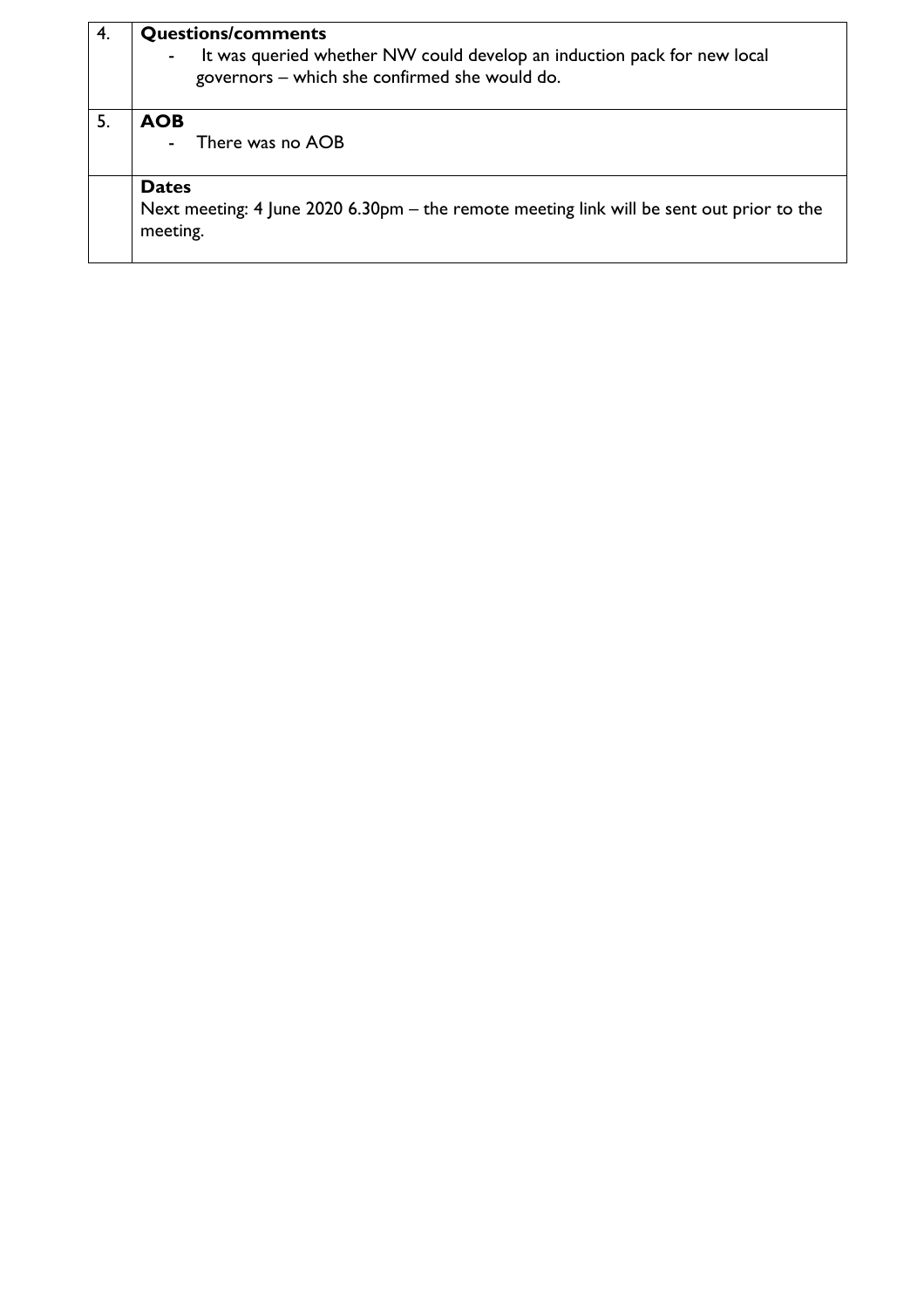| | |
|---|---|
| 4. | **Questions/comments**<br>- It was queried whether NW could develop an induction pack for new local governors – which she confirmed she would do. |
| 5. | **AOB**<br>- There was no AOB |
| | **Dates**<br>Next meeting: 4 June 2020 6.30pm – the remote meeting link will be sent out prior to the meeting. |